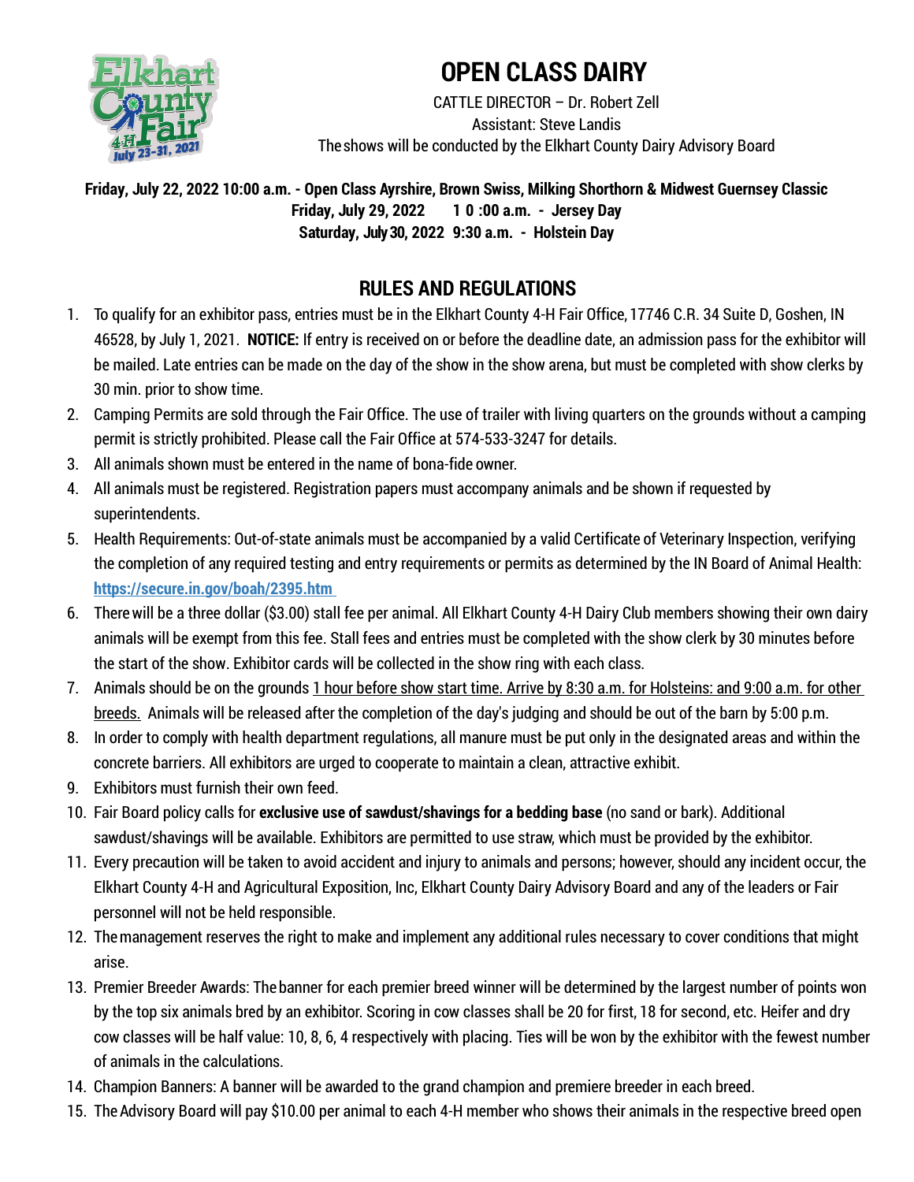# OPEN CLASS DAIRY

CATTLE DIRECTOR – Dr. Robert Zell
Assistant: Steve Landis
The shows will be conducted by the Elkhart County Dairy Advisory Board

**Friday, July 22, 2022 10:00 a.m. - Open Class Ayrshire, Brown Swiss, Milking Shorthorn & Midwest Guernsey Classic**
**Friday, July 29, 2022 10:00 a.m. - Jersey Day**
**Saturday, July 30, 2022 9:30 a.m. - Holstein Day**

## RULES AND REGULATIONS

1. To qualify for an exhibitor pass, entries must be in the Elkhart County 4-H Fair Office, 17746 C.R. 34 Suite D, Goshen, IN 46528, by July 1, 2021. **NOTICE:** If entry is received on or before the deadline date, an admission pass for the exhibitor will be mailed. Late entries can be made on the day of the show in the show arena, but must be completed with show clerks by 30 min. prior to show time.
2. Camping Permits are sold through the Fair Office. The use of trailer with living quarters on the grounds without a camping permit is strictly prohibited. Please call the Fair Office at 574-533-3247 for details.
3. All animals shown must be entered in the name of bona-fide owner.
4. All animals must be registered. Registration papers must accompany animals and be shown if requested by superintendents.
5. Health Requirements: Out-of-state animals must be accompanied by a valid Certificate of Veterinary Inspection, verifying the completion of any required testing and entry requirements or permits as determined by the IN Board of Animal Health: https://secure.in.gov/boah/2395.htm
6. There will be a three dollar ($3.00) stall fee per animal. All Elkhart County 4-H Dairy Club members showing their own dairy animals will be exempt from this fee. Stall fees and entries must be completed with the show clerk by 30 minutes before the start of the show. Exhibitor cards will be collected in the show ring with each class.
7. Animals should be on the grounds 1 hour before show start time. Arrive by 8:30 a.m. for Holsteins: and 9:00 a.m. for other breeds. Animals will be released after the completion of the day's judging and should be out of the barn by 5:00 p.m.
8. In order to comply with health department regulations, all manure must be put only in the designated areas and within the concrete barriers. All exhibitors are urged to cooperate to maintain a clean, attractive exhibit.
9. Exhibitors must furnish their own feed.
10. Fair Board policy calls for **exclusive use of sawdust/shavings for a bedding base** (no sand or bark). Additional sawdust/shavings will be available. Exhibitors are permitted to use straw, which must be provided by the exhibitor.
11. Every precaution will be taken to avoid accident and injury to animals and persons; however, should any incident occur, the Elkhart County 4-H and Agricultural Exposition, Inc, Elkhart County Dairy Advisory Board and any of the leaders or Fair personnel will not be held responsible.
12. The management reserves the right to make and implement any additional rules necessary to cover conditions that might arise.
13. Premier Breeder Awards: The banner for each premier breed winner will be determined by the largest number of points won by the top six animals bred by an exhibitor. Scoring in cow classes shall be 20 for first, 18 for second, etc. Heifer and dry cow classes will be half value: 10, 8, 6, 4 respectively with placing. Ties will be won by the exhibitor with the fewest number of animals in the calculations.
14. Champion Banners: A banner will be awarded to the grand champion and premiere breeder in each breed.
15. The Advisory Board will pay $10.00 per animal to each 4-H member who shows their animals in the respective breed open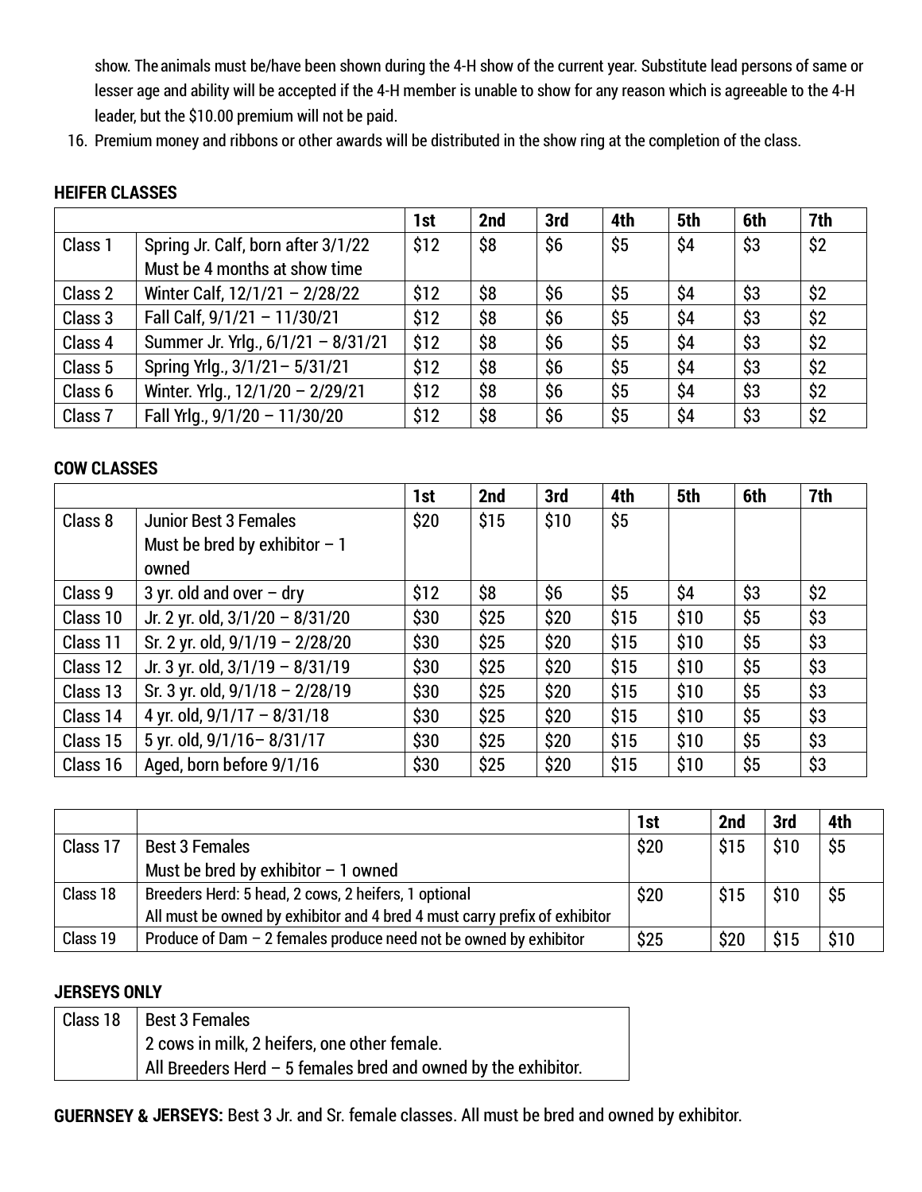show. The animals must be/have been shown during the 4-H show of the current year. Substitute lead persons of same or lesser age and ability will be accepted if the 4-H member is unable to show for any reason which is agreeable to the 4-H leader, but the $10.00 premium will not be paid.

16. Premium money and ribbons or other awards will be distributed in the show ring at the completion of the class.

**HEIFER CLASSES**

| | | 1st | 2nd | 3rd | 4th | 5th | 6th | 7th |
|---|---|---|---|---|---|---|---|---|
| Class 1 | Spring Jr. Calf, born after 3/1/22 Must be 4 months at show time | $12 | $8 | $6 | $5 | $4 | $3 | $2 |
| Class 2 | Winter Calf, 12/1/21 – 2/28/22 | $12 | $8 | $6 | $5 | $4 | $3 | $2 |
| Class 3 | Fall Calf, 9/1/21 – 11/30/21 | $12 | $8 | $6 | $5 | $4 | $3 | $2 |
| Class 4 | Summer Jr. Yrlg., 6/1/21 – 8/31/21 | $12 | $8 | $6 | $5 | $4 | $3 | $2 |
| Class 5 | Spring Yrlg., 3/1/21– 5/31/21 | $12 | $8 | $6 | $5 | $4 | $3 | $2 |
| Class 6 | Winter. Yrlg., 12/1/20 – 2/29/21 | $12 | $8 | $6 | $5 | $4 | $3 | $2 |
| Class 7 | Fall Yrlg., 9/1/20 – 11/30/20 | $12 | $8 | $6 | $5 | $4 | $3 | $2 |

**COW CLASSES**

| | | 1st | 2nd | 3rd | 4th | 5th | 6th | 7th |
|---|---|---|---|---|---|---|---|---|
| Class 8 | Junior Best 3 Females Must be bred by exhibitor – 1 owned | $20 | $15 | $10 | $5 | | | |
| Class 9 | 3 yr. old and over – dry | $12 | $8 | $6 | $5 | $4 | $3 | $2 |
| Class 10 | Jr. 2 yr. old, 3/1/20 – 8/31/20 | $30 | $25 | $20 | $15 | $10 | $5 | $3 |
| Class 11 | Sr. 2 yr. old, 9/1/19 – 2/28/20 | $30 | $25 | $20 | $15 | $10 | $5 | $3 |
| Class 12 | Jr. 3 yr. old, 3/1/19 – 8/31/19 | $30 | $25 | $20 | $15 | $10 | $5 | $3 |
| Class 13 | Sr. 3 yr. old, 9/1/18 – 2/28/19 | $30 | $25 | $20 | $15 | $10 | $5 | $3 |
| Class 14 | 4 yr. old, 9/1/17 – 8/31/18 | $30 | $25 | $20 | $15 | $10 | $5 | $3 |
| Class 15 | 5 yr. old, 9/1/16– 8/31/17 | $30 | $25 | $20 | $15 | $10 | $5 | $3 |
| Class 16 | Aged, born before 9/1/16 | $30 | $25 | $20 | $15 | $10 | $5 | $3 |

| | | 1st | 2nd | 3rd | 4th |
|---|---|---|---|---|---|
| Class 17 | Best 3 Females Must be bred by exhibitor – 1 owned | $20 | $15 | $10 | $5 |
| Class 18 | Breeders Herd: 5 head, 2 cows, 2 heifers, 1 optional All must be owned by exhibitor and 4 bred 4 must carry prefix of exhibitor | $20 | $15 | $10 | $5 |
| Class 19 | Produce of Dam – 2 females produce need not be owned by exhibitor | $25 | $20 | $15 | $10 |

**JERSEYS ONLY**

| | |
|---|---|
| Class 18 | Best 3 Females 2 cows in milk, 2 heifers, one other female. All Breeders Herd – 5 females bred and owned by the exhibitor. |

**GUERNSEY & JERSEYS:** Best 3 Jr. and Sr. female classes. All must be bred and owned by exhibitor.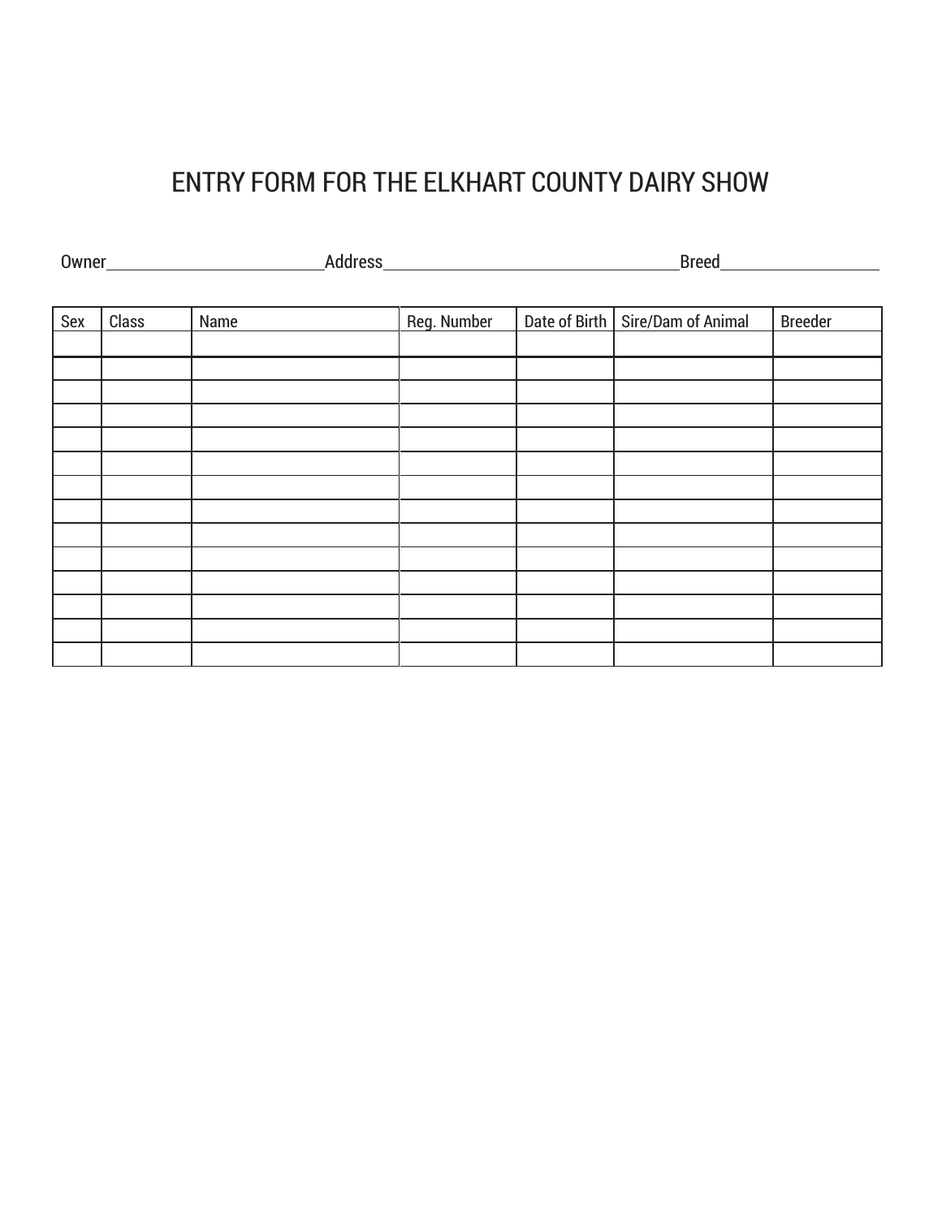# ENTRY FORM FOR THE ELKHART COUNTY DAIRY SHOW

Owner\_\_\_\_\_\_\_\_\_\_\_\_\_\_\_\_\_\_\_\_\_\_\_\_Address\_\_\_\_\_\_\_\_\_\_\_\_\_\_\_\_\_\_\_\_\_\_\_\_\_\_\_\_\_\_\_\_Breed\_\_\_\_\_\_\_\_\_\_\_\_\_\_\_\_

| Sex | Class | Name | Reg. Number | Date of Birth | Sire/Dam of Animal | Breeder |
|---|---|---|---|---|---|---|
| | | | | | | |
| | | | | | | |
| | | | | | | |
| | | | | | | |
| | | | | | | |
| | | | | | | |
| | | | | | | |
| | | | | | | |
| | | | | | | |
| | | | | | | |
| | | | | | | |
| | | | | | | |
| | | | | | | |
| | | | | | | |